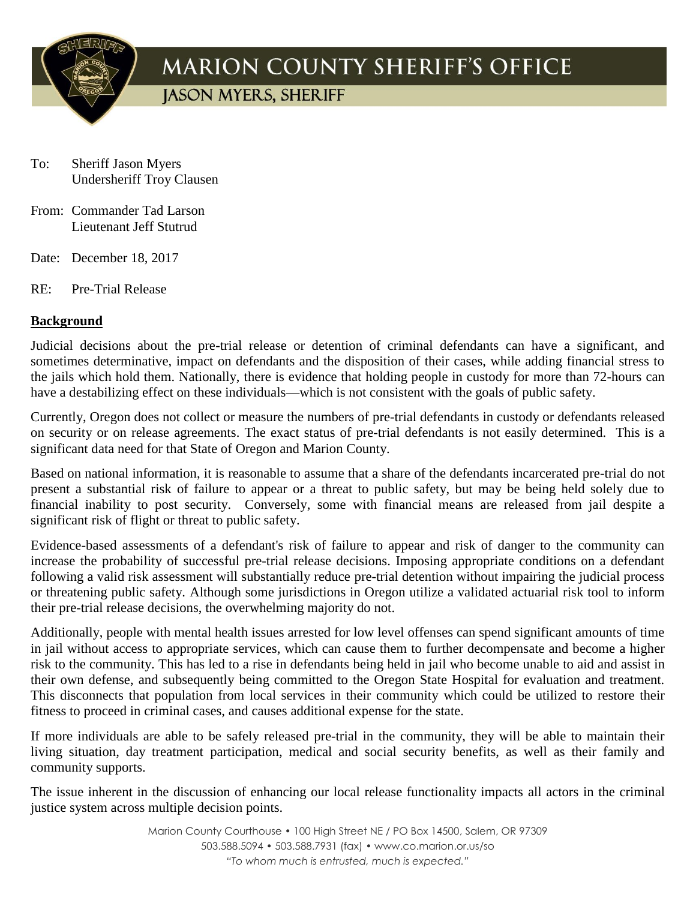# MARION COUNTY SHERIFF'S OFFICE

## JASON MYERS, SHERIFF

To: Sheriff Jason Myers
Undersheriff Troy Clausen

From: Commander Tad Larson
Lieutenant Jeff Stutrud

Date: December 18, 2017

RE: Pre-Trial Release

**Background**

Judicial decisions about the pre-trial release or detention of criminal defendants can have a significant, and sometimes determinative, impact on defendants and the disposition of their cases, while adding financial stress to the jails which hold them. Nationally, there is evidence that holding people in custody for more than 72-hours can have a destabilizing effect on these individuals—which is not consistent with the goals of public safety.

Currently, Oregon does not collect or measure the numbers of pre-trial defendants in custody or defendants released on security or on release agreements. The exact status of pre-trial defendants is not easily determined. This is a significant data need for that State of Oregon and Marion County.

Based on national information, it is reasonable to assume that a share of the defendants incarcerated pre-trial do not present a substantial risk of failure to appear or a threat to public safety, but may be being held solely due to financial inability to post security. Conversely, some with financial means are released from jail despite a significant risk of flight or threat to public safety.

Evidence-based assessments of a defendant's risk of failure to appear and risk of danger to the community can increase the probability of successful pre-trial release decisions. Imposing appropriate conditions on a defendant following a valid risk assessment will substantially reduce pre-trial detention without impairing the judicial process or threatening public safety. Although some jurisdictions in Oregon utilize a validated actuarial risk tool to inform their pre-trial release decisions, the overwhelming majority do not.

Additionally, people with mental health issues arrested for low level offenses can spend significant amounts of time in jail without access to appropriate services, which can cause them to further decompensate and become a higher risk to the community. This has led to a rise in defendants being held in jail who become unable to aid and assist in their own defense, and subsequently being committed to the Oregon State Hospital for evaluation and treatment. This disconnects that population from local services in their community which could be utilized to restore their fitness to proceed in criminal cases, and causes additional expense for the state.

If more individuals are able to be safely released pre-trial in the community, they will be able to maintain their living situation, day treatment participation, medical and social security benefits, as well as their family and community supports.

The issue inherent in the discussion of enhancing our local release functionality impacts all actors in the criminal justice system across multiple decision points.

Marion County Courthouse • 100 High Street NE / PO Box 14500, Salem, OR 97309
503.588.5094 • 503.588.7931 (fax) • www.co.marion.or.us/so
*"To whom much is entrusted, much is expected."*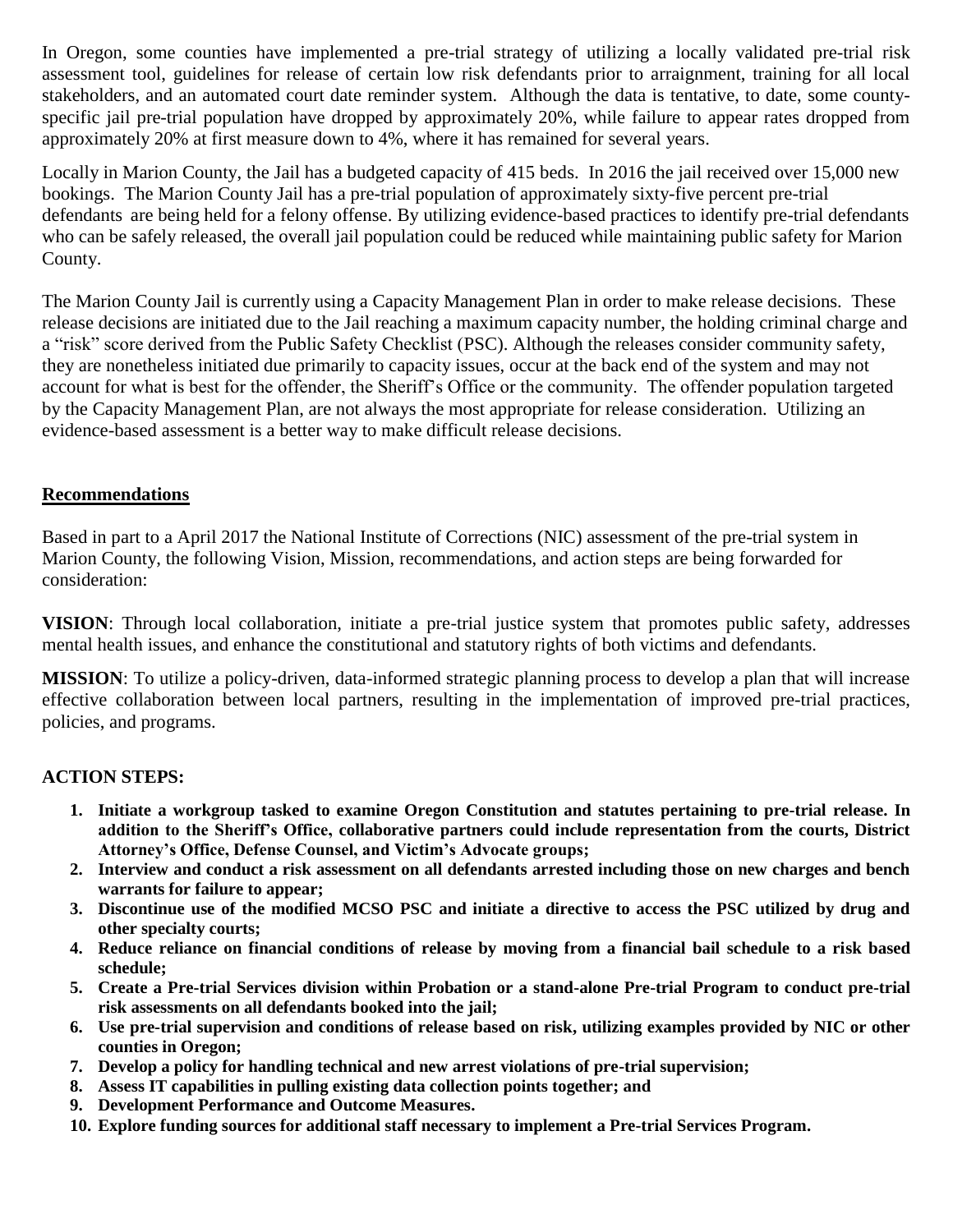In Oregon, some counties have implemented a pre-trial strategy of utilizing a locally validated pre-trial risk assessment tool, guidelines for release of certain low risk defendants prior to arraignment, training for all local stakeholders, and an automated court date reminder system. Although the data is tentative, to date, some county-specific jail pre-trial population have dropped by approximately 20%, while failure to appear rates dropped from approximately 20% at first measure down to 4%, where it has remained for several years.

Locally in Marion County, the Jail has a budgeted capacity of 415 beds. In 2016 the jail received over 15,000 new bookings. The Marion County Jail has a pre-trial population of approximately sixty-five percent pre-trial defendants are being held for a felony offense. By utilizing evidence-based practices to identify pre-trial defendants who can be safely released, the overall jail population could be reduced while maintaining public safety for Marion County.

The Marion County Jail is currently using a Capacity Management Plan in order to make release decisions. These release decisions are initiated due to the Jail reaching a maximum capacity number, the holding criminal charge and a "risk" score derived from the Public Safety Checklist (PSC). Although the releases consider community safety, they are nonetheless initiated due primarily to capacity issues, occur at the back end of the system and may not account for what is best for the offender, the Sheriff's Office or the community. The offender population targeted by the Capacity Management Plan, are not always the most appropriate for release consideration. Utilizing an evidence-based assessment is a better way to make difficult release decisions.

## Recommendations

Based in part to a April 2017 the National Institute of Corrections (NIC) assessment of the pre-trial system in Marion County, the following Vision, Mission, recommendations, and action steps are being forwarded for consideration:

**VISION**: Through local collaboration, initiate a pre-trial justice system that promotes public safety, addresses mental health issues, and enhance the constitutional and statutory rights of both victims and defendants.

**MISSION**: To utilize a policy-driven, data-informed strategic planning process to develop a plan that will increase effective collaboration between local partners, resulting in the implementation of improved pre-trial practices, policies, and programs.

**ACTION STEPS:**

1. **Initiate a workgroup tasked to examine Oregon Constitution and statutes pertaining to pre-trial release. In addition to the Sheriff's Office, collaborative partners could include representation from the courts, District Attorney's Office, Defense Counsel, and Victim's Advocate groups;**
2. **Interview and conduct a risk assessment on all defendants arrested including those on new charges and bench warrants for failure to appear;**
3. **Discontinue use of the modified MCSO PSC and initiate a directive to access the PSC utilized by drug and other specialty courts;**
4. **Reduce reliance on financial conditions of release by moving from a financial bail schedule to a risk based schedule;**
5. **Create a Pre-trial Services division within Probation or a stand-alone Pre-trial Program to conduct pre-trial risk assessments on all defendants booked into the jail;**
6. **Use pre-trial supervision and conditions of release based on risk, utilizing examples provided by NIC or other counties in Oregon;**
7. **Develop a policy for handling technical and new arrest violations of pre-trial supervision;**
8. **Assess IT capabilities in pulling existing data collection points together; and**
9. **Development Performance and Outcome Measures.**
10. **Explore funding sources for additional staff necessary to implement a Pre-trial Services Program.**